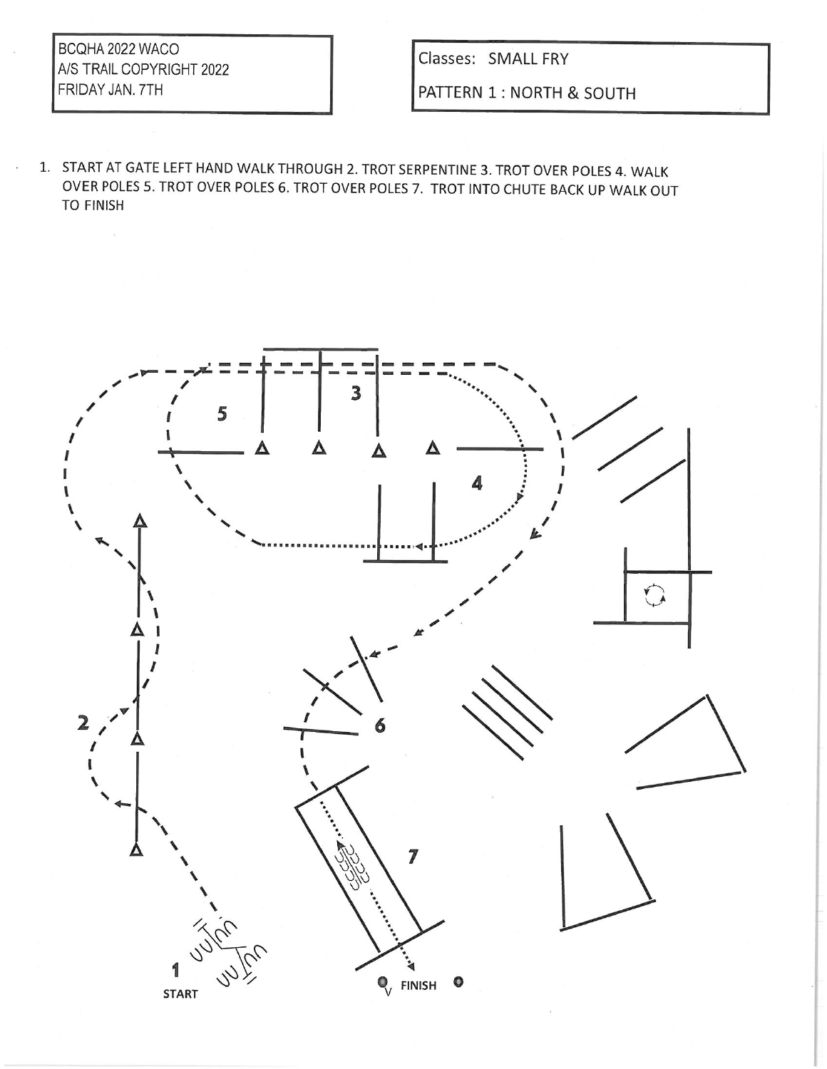BCQHA 2022 WACO
A/S TRAIL COPYRIGHT 2022
FRIDAY JAN. 7TH

Classes: SMALL FRY

PATTERN 1 : NORTH & SOUTH

1. START AT GATE LEFT HAND WALK THROUGH 2. TROT SERPENTINE 3. TROT OVER POLES 4. WALK OVER POLES 5. TROT OVER POLES 6. TROT OVER POLES 7. TROT INTO CHUTE BACK UP WALK OUT TO FINISH

3

5

4

2

6

7

1
START

FINISH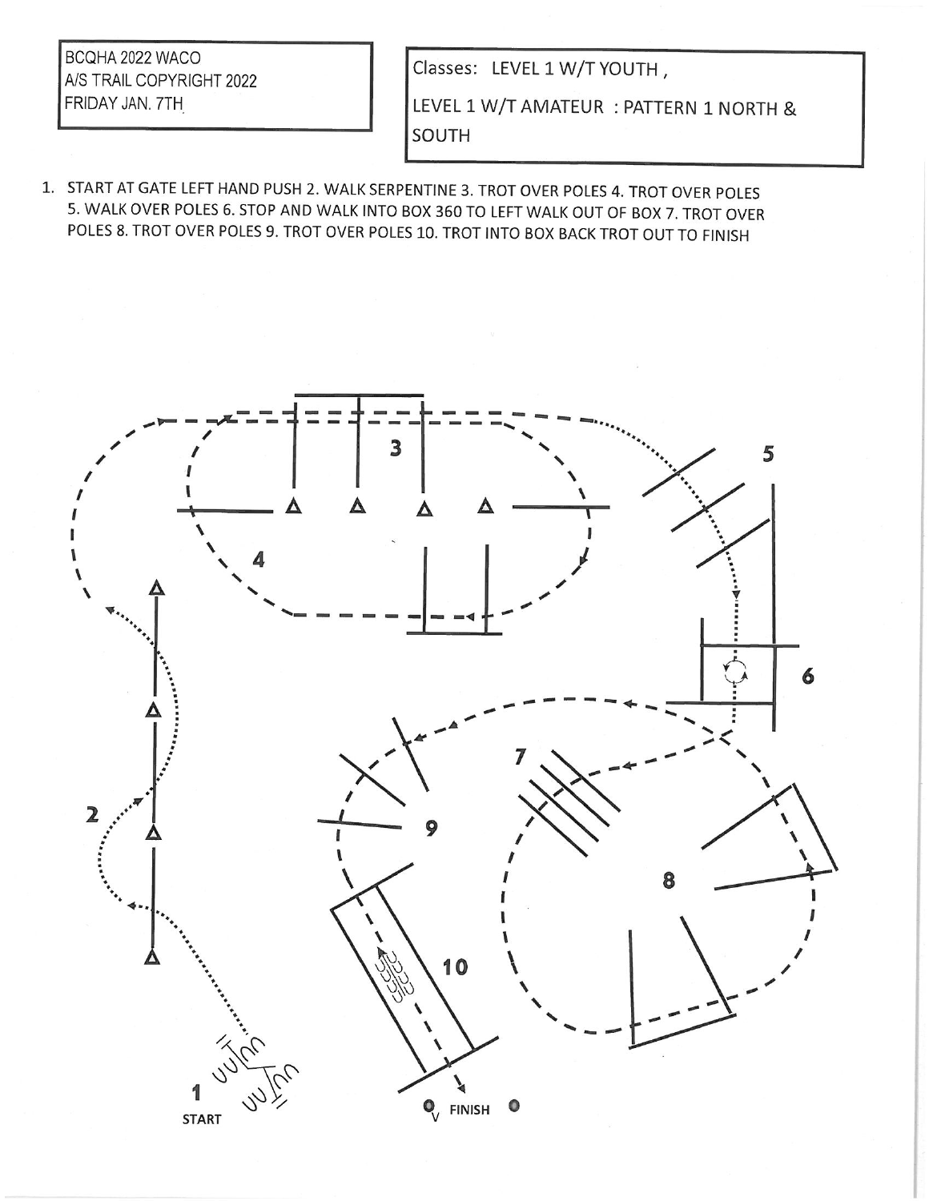BCQHA 2022 WACO
A/S TRAIL COPYRIGHT 2022
FRIDAY JAN. 7TH

Classes: LEVEL 1 W/T YOUTH ,
LEVEL 1 W/T AMATEUR : PATTERN 1 NORTH & SOUTH

1. START AT GATE LEFT HAND PUSH 2. WALK SERPENTINE 3. TROT OVER POLES 4. TROT OVER POLES 5. WALK OVER POLES 6. STOP AND WALK INTO BOX 360 TO LEFT WALK OUT OF BOX 7. TROT OVER POLES 8. TROT OVER POLES 9. TROT OVER POLES 10. TROT INTO BOX BACK TROT OUT TO FINISH

3

5

4

6

7

2

9

8

10

1
START

FINISH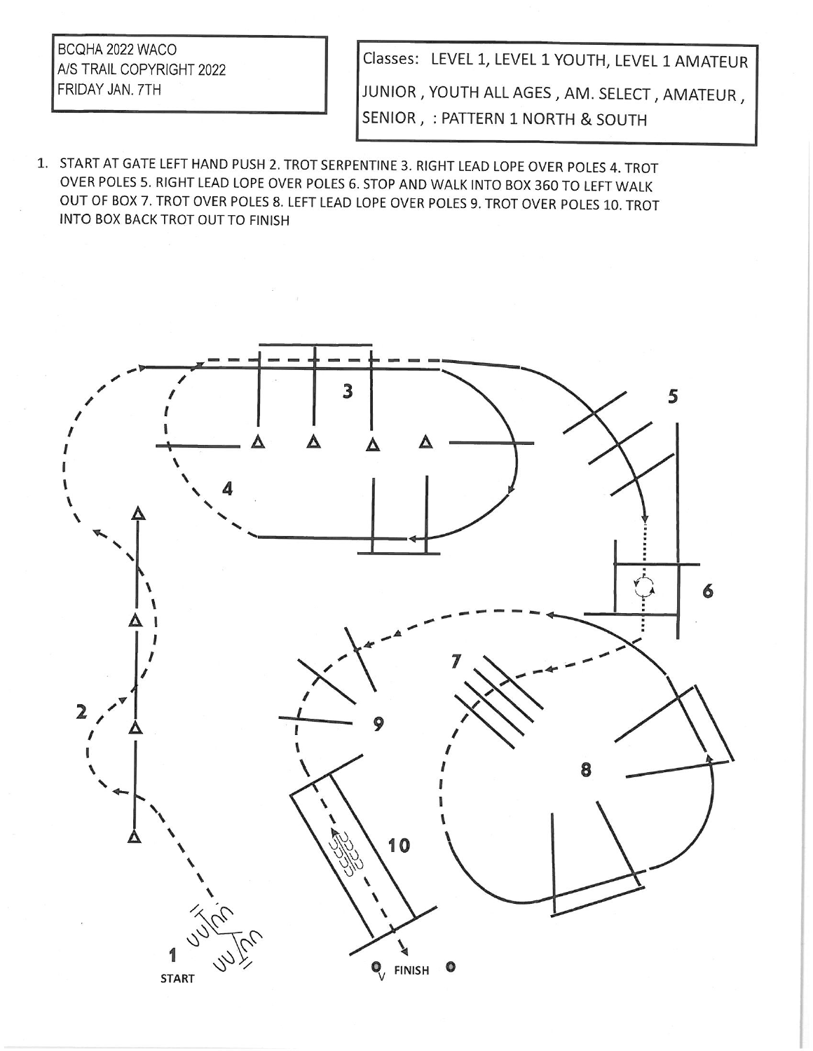BCQHA 2022 WACO
A/S TRAIL COPYRIGHT 2022
FRIDAY JAN. 7TH

Classes: LEVEL 1, LEVEL 1 YOUTH, LEVEL 1 AMATEUR JUNIOR , YOUTH ALL AGES , AM. SELECT , AMATEUR , SENIOR , : PATTERN 1 NORTH & SOUTH

1. START AT GATE LEFT HAND PUSH 2. TROT SERPENTINE 3. RIGHT LEAD LOPE OVER POLES 4. TROT OVER POLES 5. RIGHT LEAD LOPE OVER POLES 6. STOP AND WALK INTO BOX 360 TO LEFT WALK OUT OF BOX 7. TROT OVER POLES 8. LEFT LEAD LOPE OVER POLES 9. TROT OVER POLES 10. TROT INTO BOX BACK TROT OUT TO FINISH

1
START

2

3

4

5

6

7

8

9

10

FINISH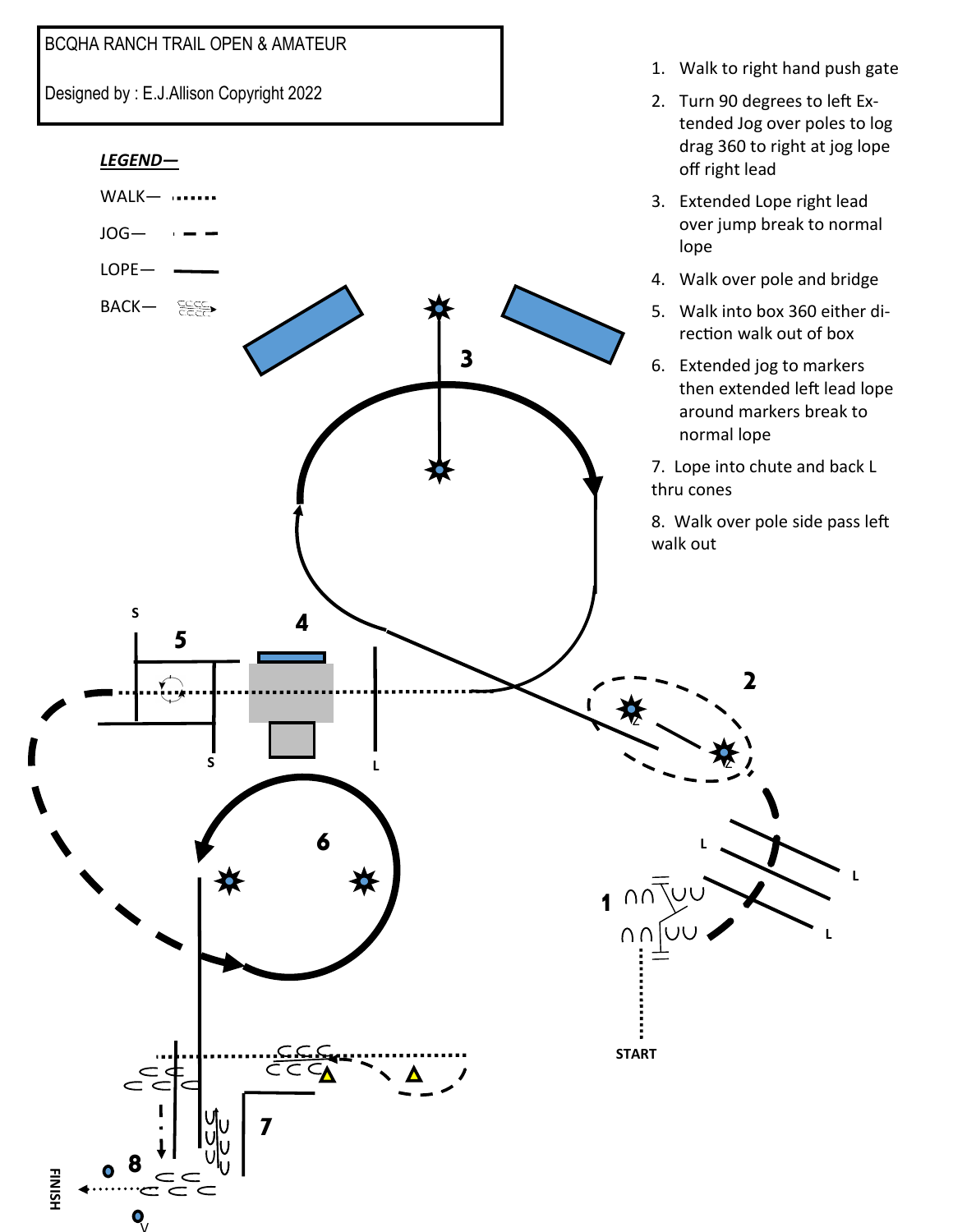BCQHA RANCH TRAIL OPEN & AMATEUR

Designed by : E.J.Allison Copyright 2022

***LEGEND—***

WALK—

JOG—

LOPE—

BACK—

1. Walk to right hand push gate
2. Turn 90 degrees to left Extended Jog over poles to log drag 360 to right at jog lope off right lead
3. Extended Lope right lead over jump break to normal lope
4. Walk over pole and bridge
5. Walk into box 360 either direction walk out of box
6. Extended jog to markers then extended left lead lope around markers break to normal lope
7. Lope into chute and back L thru cones
8. Walk over pole side pass left walk out

START

FINISH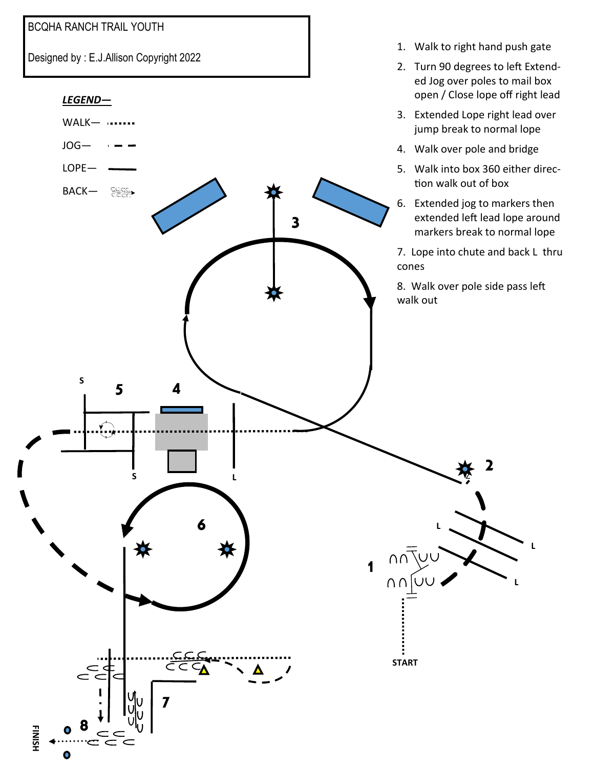BCQHA RANCH TRAIL YOUTH

Designed by : E.J.Allison Copyright 2022

***LEGEND—***

WALK—

JOG—

LOPE—

BACK—

1. Walk to right hand push gate
2. Turn 90 degrees to left Extended Jog over poles to mail box open / Close lope off right lead
3. Extended Lope right lead over jump break to normal lope
4. Walk over pole and bridge
5. Walk into box 360 either direction walk out of box
6. Extended jog to markers then extended left lead lope around markers break to normal lope
7. Lope into chute and back L thru cones
8. Walk over pole side pass left walk out

3

5

4

S

S

L

2

L

L

L

1

6

START

7

8

FINISH